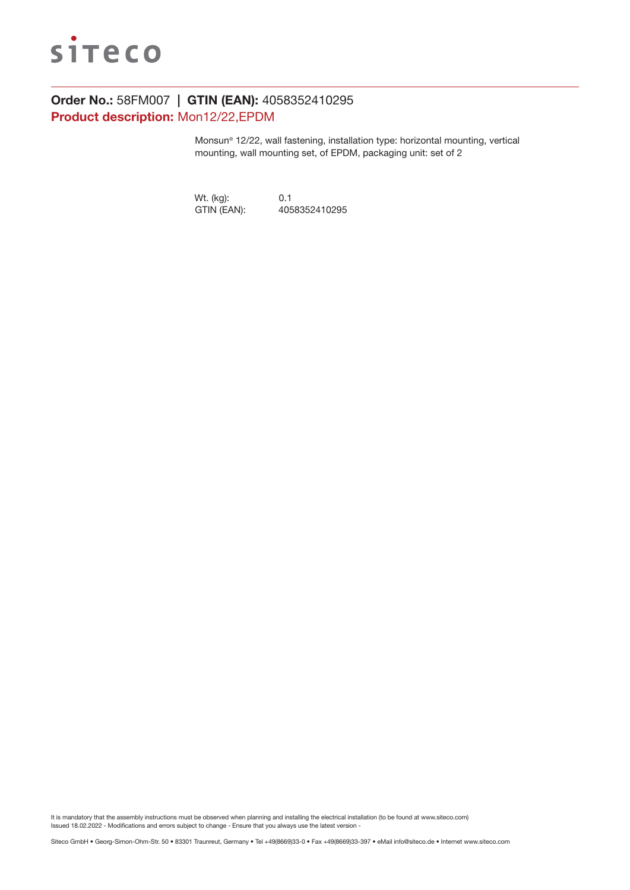siteco

**Order No.:** 58FM007 | **GTIN (EAN):** 4058352410295

**Product description:** Mon12/22,EPDM

Monsun® 12/22, wall fastening, installation type: horizontal mounting, vertical mounting, wall mounting set, of EPDM, packaging unit: set of 2

| | |
|---|---|
| Wt. (kg): | 0.1 |
| GTIN (EAN): | 4058352410295 |

It is mandatory that the assembly instructions must be observed when planning and installing the electrical installation (to be found at www.siteco.com)
Issued 18.02.2022 - Modifications and errors subject to change - Ensure that you always use the latest version -

Siteco GmbH • Georg-Simon-Ohm-Str. 50 • 83301 Traunreut, Germany • Tel +49(8669)33-0 • Fax +49(8669)33-397 • eMail info@siteco.de • Internet www.siteco.com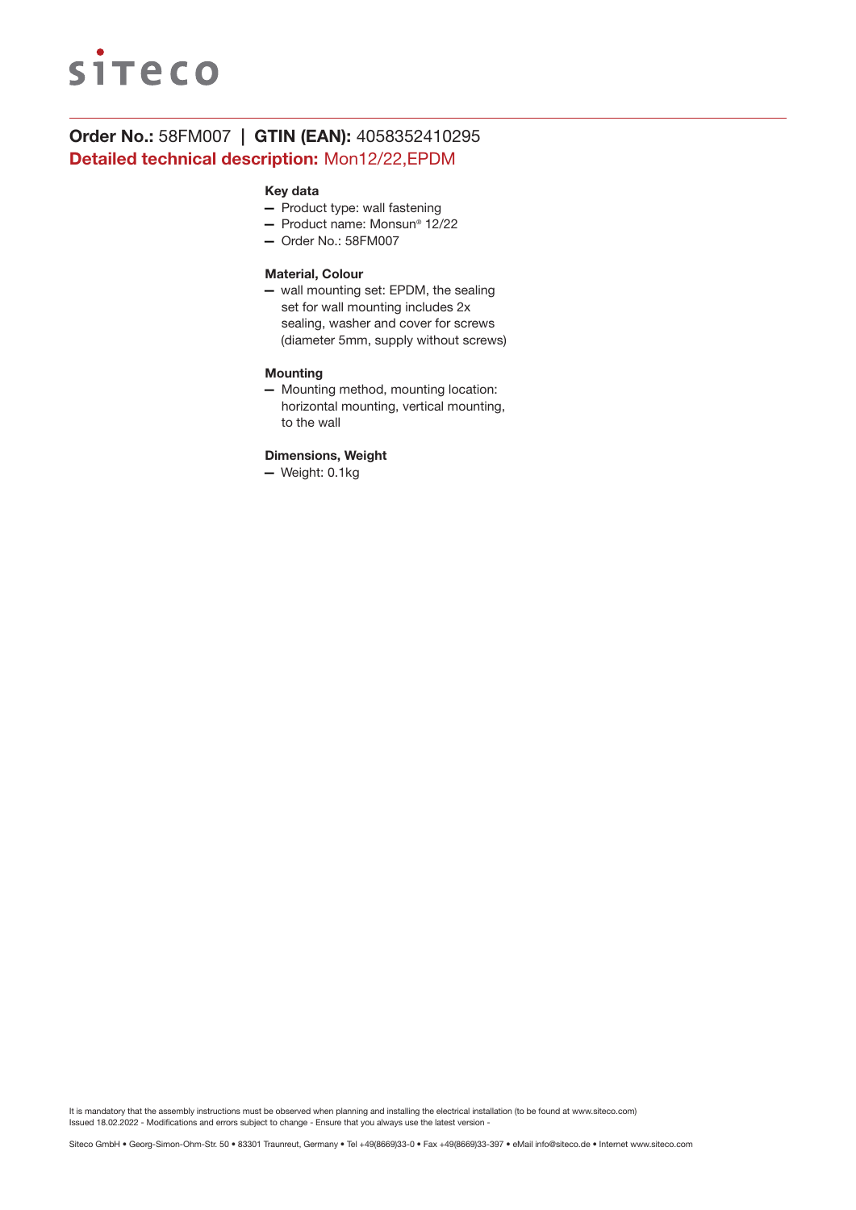siteco

**Order No.:** 58FM007 **|** **GTIN (EAN):** 4058352410295

**Detailed technical description:** Mon12/22,EPDM

**Key data**

- Product type: wall fastening
- Product name: Monsun® 12/22
- Order No.: 58FM007

**Material, Colour**

- wall mounting set: EPDM, the sealing set for wall mounting includes 2x sealing, washer and cover for screws (diameter 5mm, supply without screws)

**Mounting**

- Mounting method, mounting location: horizontal mounting, vertical mounting, to the wall

**Dimensions, Weight**

- Weight: 0.1kg

It is mandatory that the assembly instructions must be observed when planning and installing the electrical installation (to be found at www.siteco.com)
Issued 18.02.2022 - Modifications and errors subject to change - Ensure that you always use the latest version -

Siteco GmbH • Georg-Simon-Ohm-Str. 50 • 83301 Traunreut, Germany • Tel +49(8669)33-0 • Fax +49(8669)33-397 • eMail info@siteco.de • Internet www.siteco.com